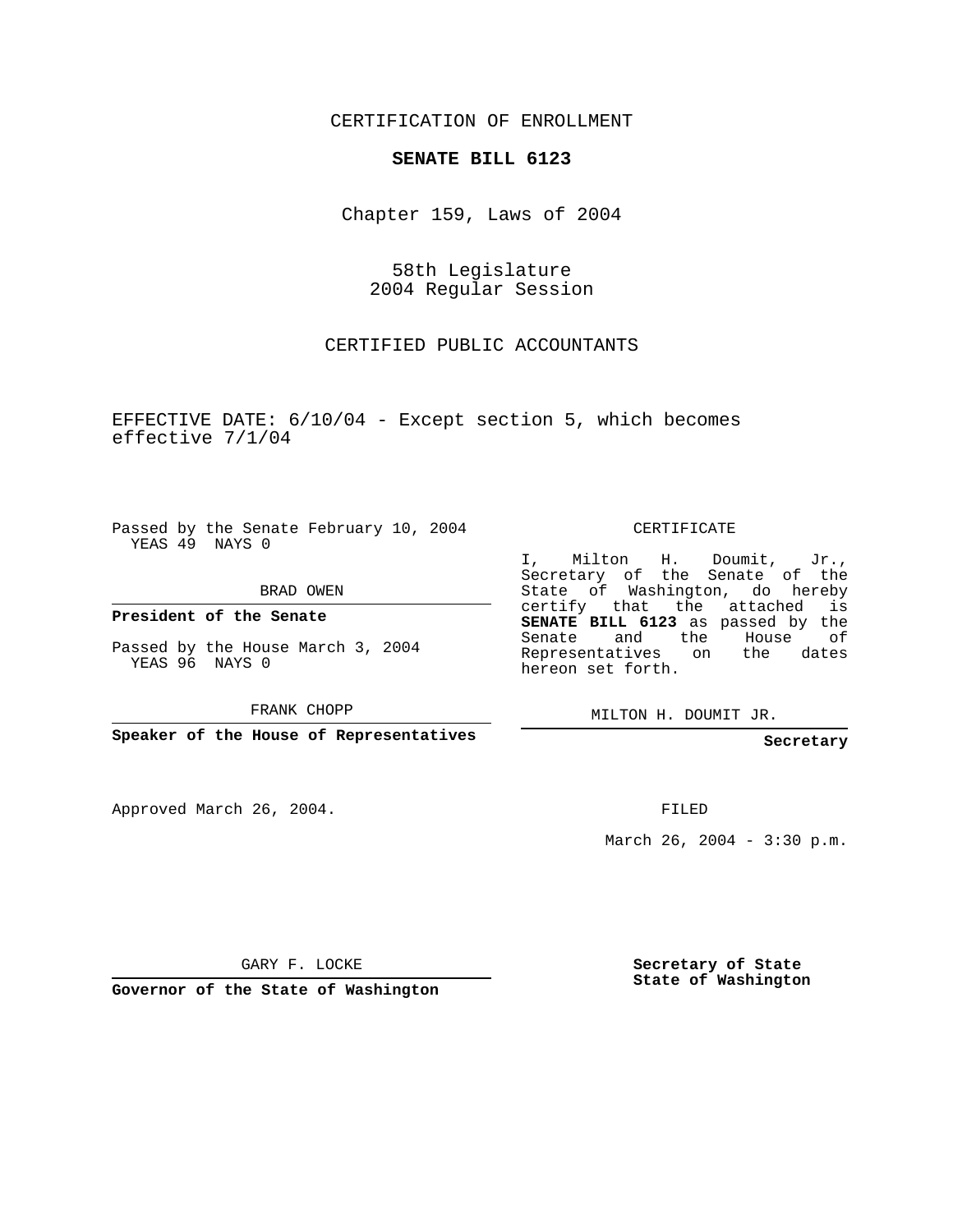CERTIFICATION OF ENROLLMENT

**SENATE BILL 6123**

Chapter 159, Laws of 2004

58th Legislature
2004 Regular Session

CERTIFIED PUBLIC ACCOUNTANTS

EFFECTIVE DATE: 6/10/04 - Except section 5, which becomes effective 7/1/04

Passed by the Senate February 10, 2004
YEAS 49 NAYS 0

BRAD OWEN

**President of the Senate**

Passed by the House March 3, 2004
YEAS 96 NAYS 0

FRANK CHOPP

**Speaker of the House of Representatives**

CERTIFICATE

I, Milton H. Doumit, Jr., Secretary of the Senate of the State of Washington, do hereby certify that the attached is **SENATE BILL 6123** as passed by the Senate and the House of Representatives on the dates hereon set forth.

MILTON H. DOUMIT JR.

**Secretary**

Approved March 26, 2004.

FILED

March 26, 2004 - 3:30 p.m.

GARY F. LOCKE

**Governor of the State of Washington**

**Secretary of State**
**State of Washington**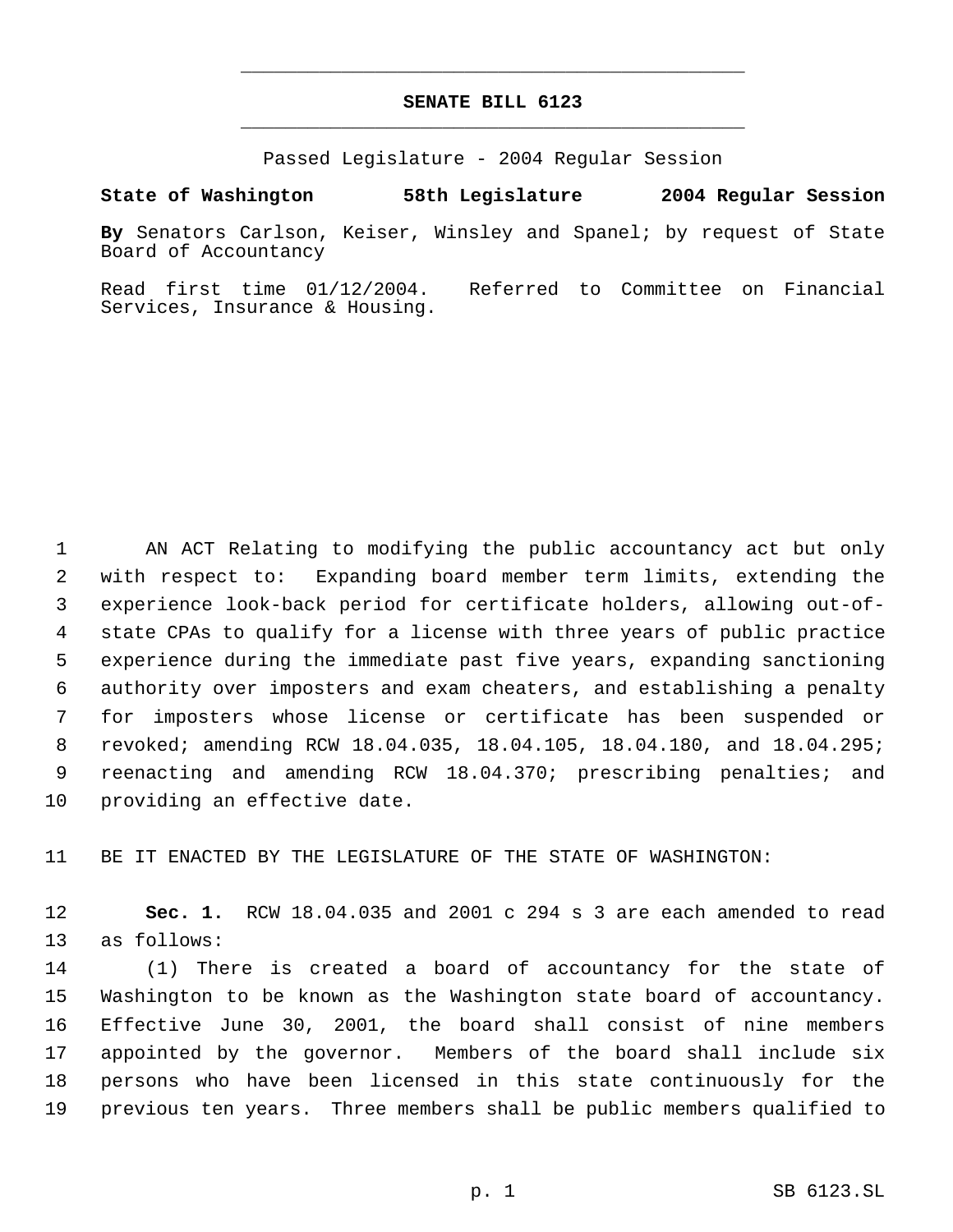# SENATE BILL 6123

Passed Legislature - 2004 Regular Session

**State of Washington 58th Legislature 2004 Regular Session**

**By** Senators Carlson, Keiser, Winsley and Spanel; by request of State Board of Accountancy

Read first time 01/12/2004. Referred to Committee on Financial Services, Insurance & Housing.

AN ACT Relating to modifying the public accountancy act but only with respect to: Expanding board member term limits, extending the experience look-back period for certificate holders, allowing out-of-state CPAs to qualify for a license with three years of public practice experience during the immediate past five years, expanding sanctioning authority over imposters and exam cheaters, and establishing a penalty for imposters whose license or certificate has been suspended or revoked; amending RCW 18.04.035, 18.04.105, 18.04.180, and 18.04.295; reenacting and amending RCW 18.04.370; prescribing penalties; and providing an effective date.

BE IT ENACTED BY THE LEGISLATURE OF THE STATE OF WASHINGTON:

**Sec. 1.** RCW 18.04.035 and 2001 c 294 s 3 are each amended to read as follows:

(1) There is created a board of accountancy for the state of Washington to be known as the Washington state board of accountancy. Effective June 30, 2001, the board shall consist of nine members appointed by the governor. Members of the board shall include six persons who have been licensed in this state continuously for the previous ten years. Three members shall be public members qualified to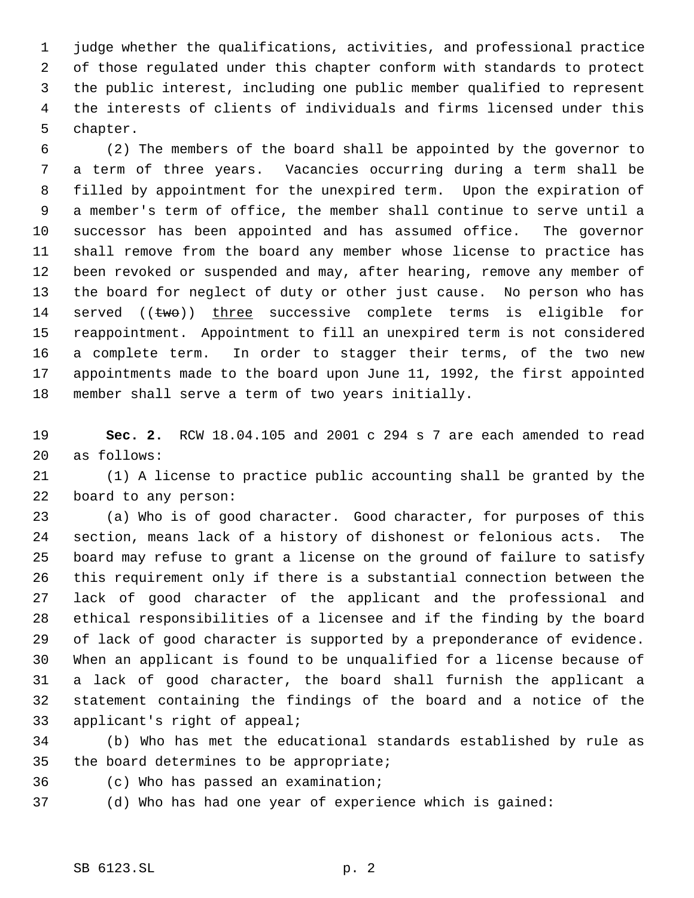judge whether the qualifications, activities, and professional practice of those regulated under this chapter conform with standards to protect the public interest, including one public member qualified to represent the interests of clients of individuals and firms licensed under this chapter.

(2) The members of the board shall be appointed by the governor to a term of three years. Vacancies occurring during a term shall be filled by appointment for the unexpired term. Upon the expiration of a member's term of office, the member shall continue to serve until a successor has been appointed and has assumed office. The governor shall remove from the board any member whose license to practice has been revoked or suspended and may, after hearing, remove any member of the board for neglect of duty or other just cause. No person who has served ((~~two~~)) <u>three</u> successive complete terms is eligible for reappointment. Appointment to fill an unexpired term is not considered a complete term. In order to stagger their terms, of the two new appointments made to the board upon June 11, 1992, the first appointed member shall serve a term of two years initially.

**Sec. 2.** RCW 18.04.105 and 2001 c 294 s 7 are each amended to read as follows:

(1) A license to practice public accounting shall be granted by the board to any person:

(a) Who is of good character. Good character, for purposes of this section, means lack of a history of dishonest or felonious acts. The board may refuse to grant a license on the ground of failure to satisfy this requirement only if there is a substantial connection between the lack of good character of the applicant and the professional and ethical responsibilities of a licensee and if the finding by the board of lack of good character is supported by a preponderance of evidence. When an applicant is found to be unqualified for a license because of a lack of good character, the board shall furnish the applicant a statement containing the findings of the board and a notice of the applicant's right of appeal;

(b) Who has met the educational standards established by rule as the board determines to be appropriate;

(c) Who has passed an examination;

(d) Who has had one year of experience which is gained: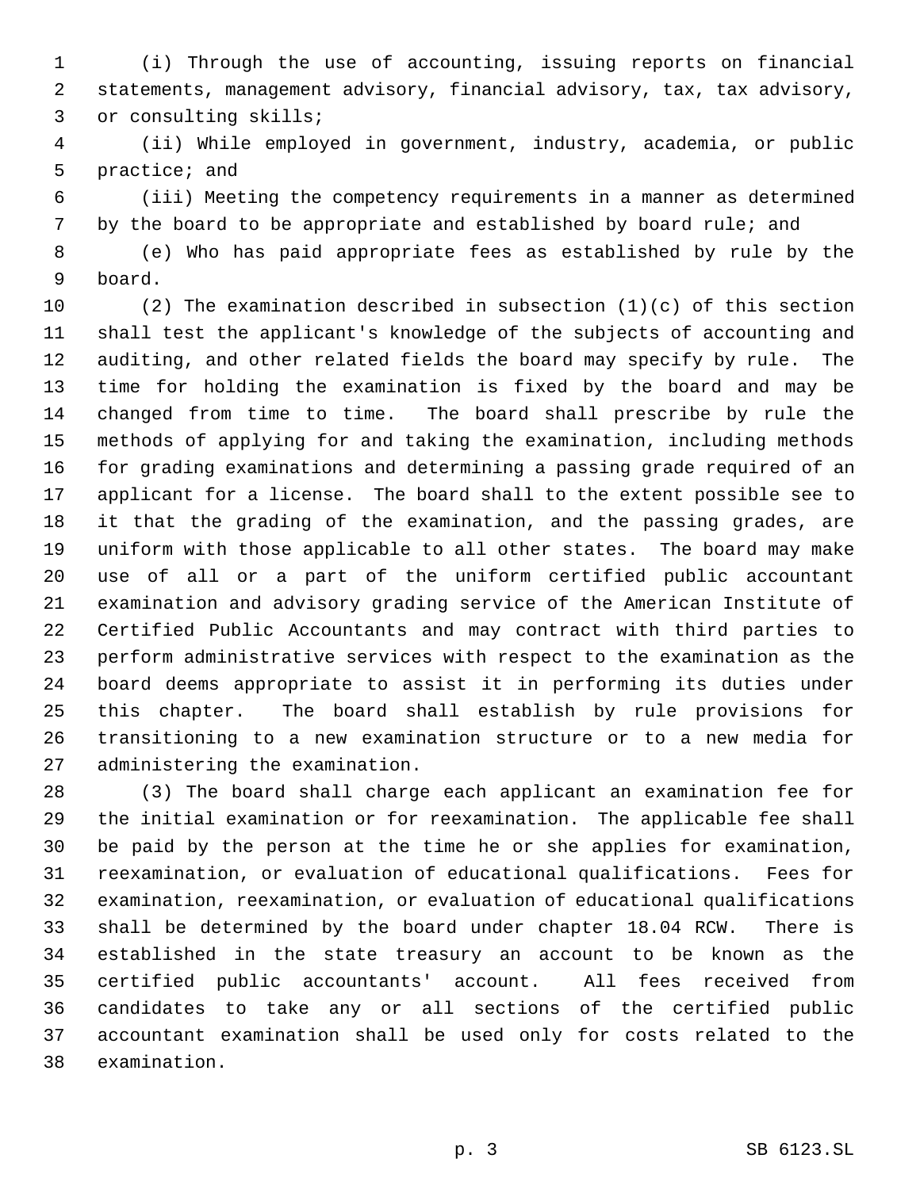(i) Through the use of accounting, issuing reports on financial statements, management advisory, financial advisory, tax, tax advisory, or consulting skills;

(ii) While employed in government, industry, academia, or public practice; and

(iii) Meeting the competency requirements in a manner as determined by the board to be appropriate and established by board rule; and

(e) Who has paid appropriate fees as established by rule by the board.

(2) The examination described in subsection (1)(c) of this section shall test the applicant's knowledge of the subjects of accounting and auditing, and other related fields the board may specify by rule. The time for holding the examination is fixed by the board and may be changed from time to time. The board shall prescribe by rule the methods of applying for and taking the examination, including methods for grading examinations and determining a passing grade required of an applicant for a license. The board shall to the extent possible see to it that the grading of the examination, and the passing grades, are uniform with those applicable to all other states. The board may make use of all or a part of the uniform certified public accountant examination and advisory grading service of the American Institute of Certified Public Accountants and may contract with third parties to perform administrative services with respect to the examination as the board deems appropriate to assist it in performing its duties under this chapter. The board shall establish by rule provisions for transitioning to a new examination structure or to a new media for administering the examination.

(3) The board shall charge each applicant an examination fee for the initial examination or for reexamination. The applicable fee shall be paid by the person at the time he or she applies for examination, reexamination, or evaluation of educational qualifications. Fees for examination, reexamination, or evaluation of educational qualifications shall be determined by the board under chapter 18.04 RCW. There is established in the state treasury an account to be known as the certified public accountants' account. All fees received from candidates to take any or all sections of the certified public accountant examination shall be used only for costs related to the examination.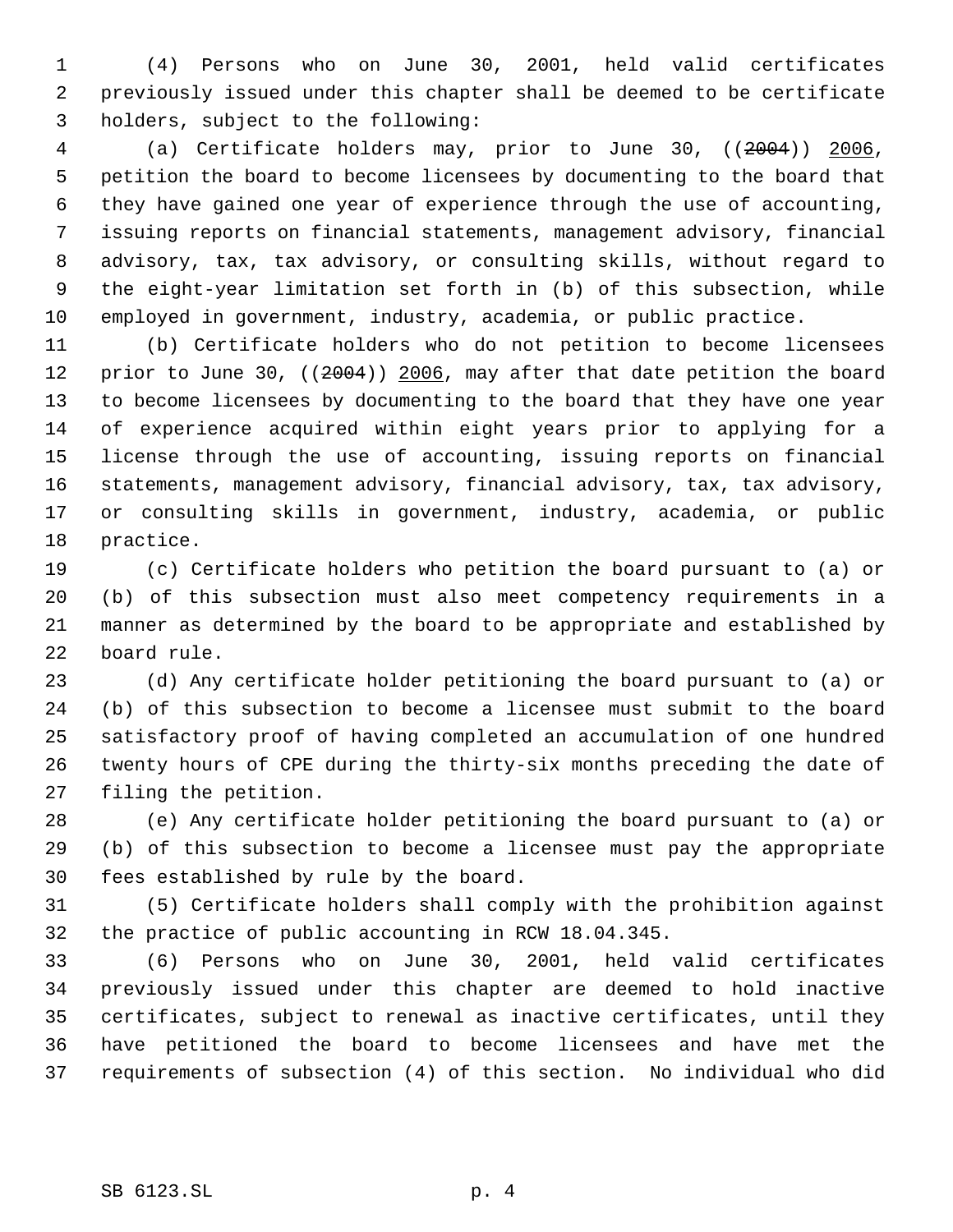(4) Persons who on June 30, 2001, held valid certificates previously issued under this chapter shall be deemed to be certificate holders, subject to the following:

(a) Certificate holders may, prior to June 30, ((~~2004~~)) <u>2006</u>, petition the board to become licensees by documenting to the board that they have gained one year of experience through the use of accounting, issuing reports on financial statements, management advisory, financial advisory, tax, tax advisory, or consulting skills, without regard to the eight-year limitation set forth in (b) of this subsection, while employed in government, industry, academia, or public practice.

(b) Certificate holders who do not petition to become licensees prior to June 30, ((~~2004~~)) <u>2006</u>, may after that date petition the board to become licensees by documenting to the board that they have one year of experience acquired within eight years prior to applying for a license through the use of accounting, issuing reports on financial statements, management advisory, financial advisory, tax, tax advisory, or consulting skills in government, industry, academia, or public practice.

(c) Certificate holders who petition the board pursuant to (a) or (b) of this subsection must also meet competency requirements in a manner as determined by the board to be appropriate and established by board rule.

(d) Any certificate holder petitioning the board pursuant to (a) or (b) of this subsection to become a licensee must submit to the board satisfactory proof of having completed an accumulation of one hundred twenty hours of CPE during the thirty-six months preceding the date of filing the petition.

(e) Any certificate holder petitioning the board pursuant to (a) or (b) of this subsection to become a licensee must pay the appropriate fees established by rule by the board.

(5) Certificate holders shall comply with the prohibition against the practice of public accounting in RCW 18.04.345.

(6) Persons who on June 30, 2001, held valid certificates previously issued under this chapter are deemed to hold inactive certificates, subject to renewal as inactive certificates, until they have petitioned the board to become licensees and have met the requirements of subsection (4) of this section. No individual who did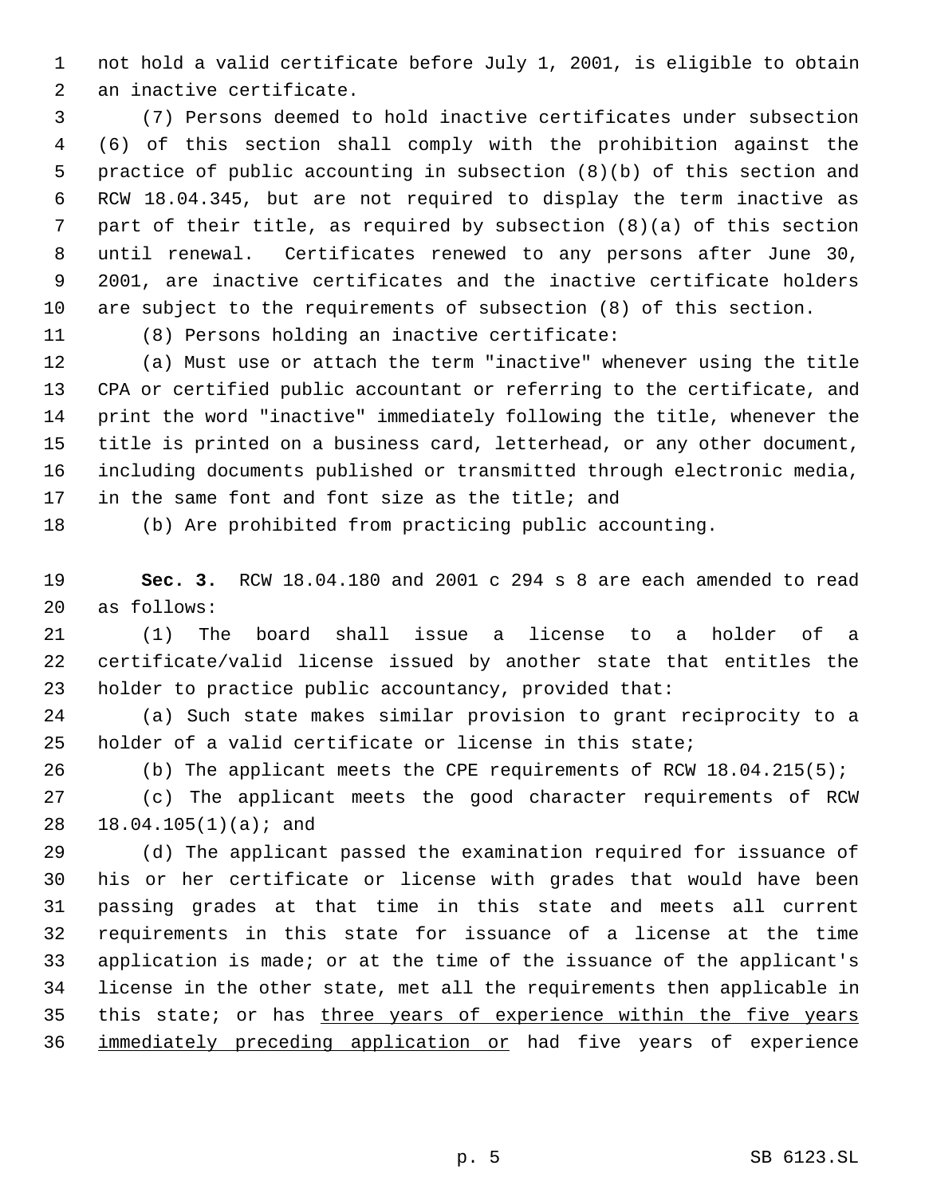not hold a valid certificate before July 1, 2001, is eligible to obtain an inactive certificate.

(7) Persons deemed to hold inactive certificates under subsection (6) of this section shall comply with the prohibition against the practice of public accounting in subsection (8)(b) of this section and RCW 18.04.345, but are not required to display the term inactive as part of their title, as required by subsection (8)(a) of this section until renewal. Certificates renewed to any persons after June 30, 2001, are inactive certificates and the inactive certificate holders are subject to the requirements of subsection (8) of this section.

(8) Persons holding an inactive certificate:

(a) Must use or attach the term "inactive" whenever using the title CPA or certified public accountant or referring to the certificate, and print the word "inactive" immediately following the title, whenever the title is printed on a business card, letterhead, or any other document, including documents published or transmitted through electronic media, in the same font and font size as the title; and

(b) Are prohibited from practicing public accounting.

**Sec. 3.** RCW 18.04.180 and 2001 c 294 s 8 are each amended to read as follows:

(1) The board shall issue a license to a holder of a certificate/valid license issued by another state that entitles the holder to practice public accountancy, provided that:

(a) Such state makes similar provision to grant reciprocity to a holder of a valid certificate or license in this state;

(b) The applicant meets the CPE requirements of RCW 18.04.215(5);

(c) The applicant meets the good character requirements of RCW 18.04.105(1)(a); and

(d) The applicant passed the examination required for issuance of his or her certificate or license with grades that would have been passing grades at that time in this state and meets all current requirements in this state for issuance of a license at the time application is made; or at the time of the issuance of the applicant's license in the other state, met all the requirements then applicable in this state; or has <u>three years of experience within the five years immediately preceding application or</u> had five years of experience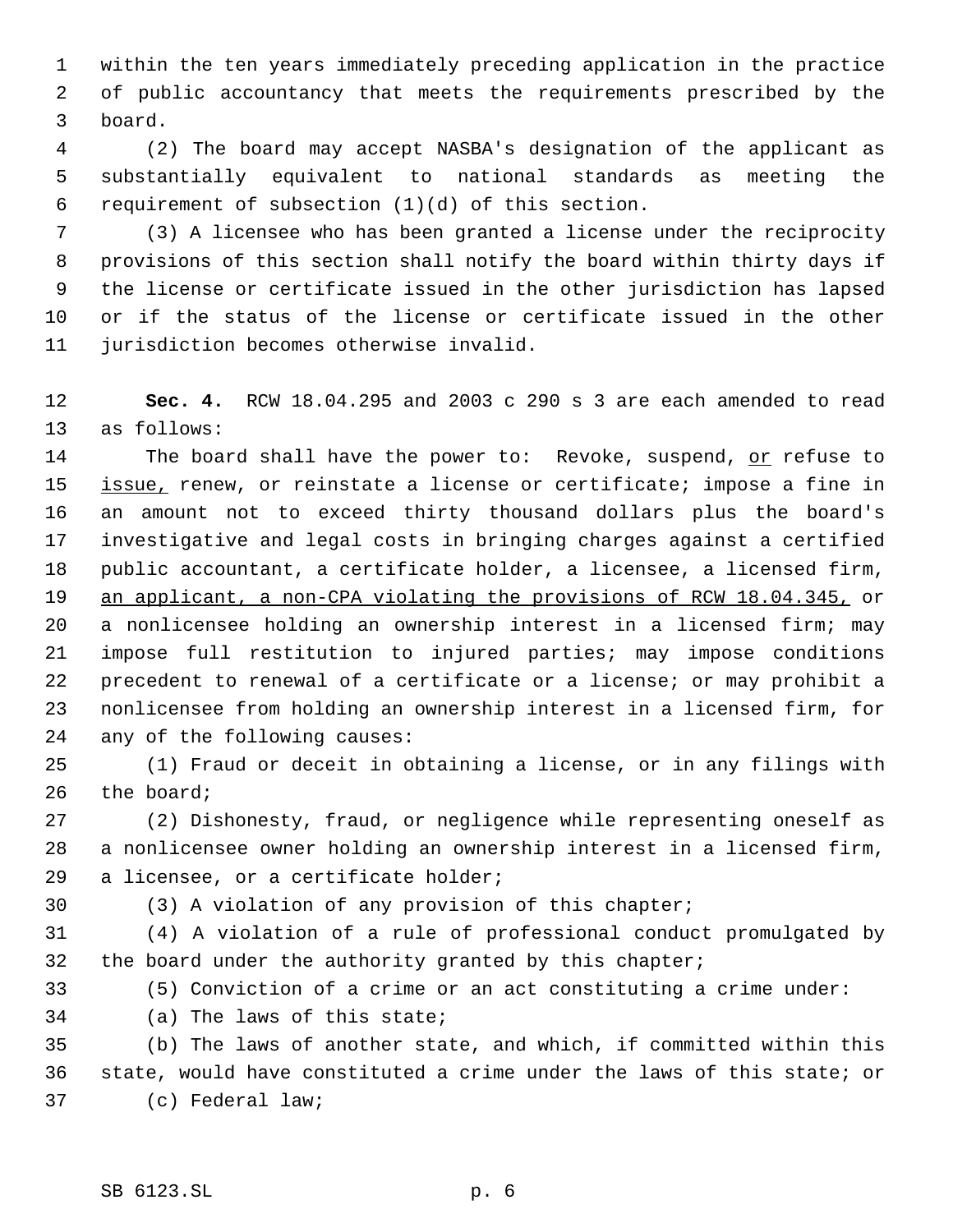within the ten years immediately preceding application in the practice of public accountancy that meets the requirements prescribed by the board.

(2) The board may accept NASBA's designation of the applicant as substantially equivalent to national standards as meeting the requirement of subsection (1)(d) of this section.

(3) A licensee who has been granted a license under the reciprocity provisions of this section shall notify the board within thirty days if the license or certificate issued in the other jurisdiction has lapsed or if the status of the license or certificate issued in the other jurisdiction becomes otherwise invalid.

**Sec. 4.** RCW 18.04.295 and 2003 c 290 s 3 are each amended to read as follows:

The board shall have the power to: Revoke, suspend, <u>or</u> refuse to <u>issue,</u> renew, or reinstate a license or certificate; impose a fine in an amount not to exceed thirty thousand dollars plus the board's investigative and legal costs in bringing charges against a certified public accountant, a certificate holder, a licensee, a licensed firm, <u>an applicant, a non-CPA violating the provisions of RCW 18.04.345,</u> or a nonlicensee holding an ownership interest in a licensed firm; may impose full restitution to injured parties; may impose conditions precedent to renewal of a certificate or a license; or may prohibit a nonlicensee from holding an ownership interest in a licensed firm, for any of the following causes:

(1) Fraud or deceit in obtaining a license, or in any filings with the board;

(2) Dishonesty, fraud, or negligence while representing oneself as a nonlicensee owner holding an ownership interest in a licensed firm, a licensee, or a certificate holder;

(3) A violation of any provision of this chapter;

(4) A violation of a rule of professional conduct promulgated by the board under the authority granted by this chapter;

(5) Conviction of a crime or an act constituting a crime under:

(a) The laws of this state;

(b) The laws of another state, and which, if committed within this state, would have constituted a crime under the laws of this state; or

(c) Federal law;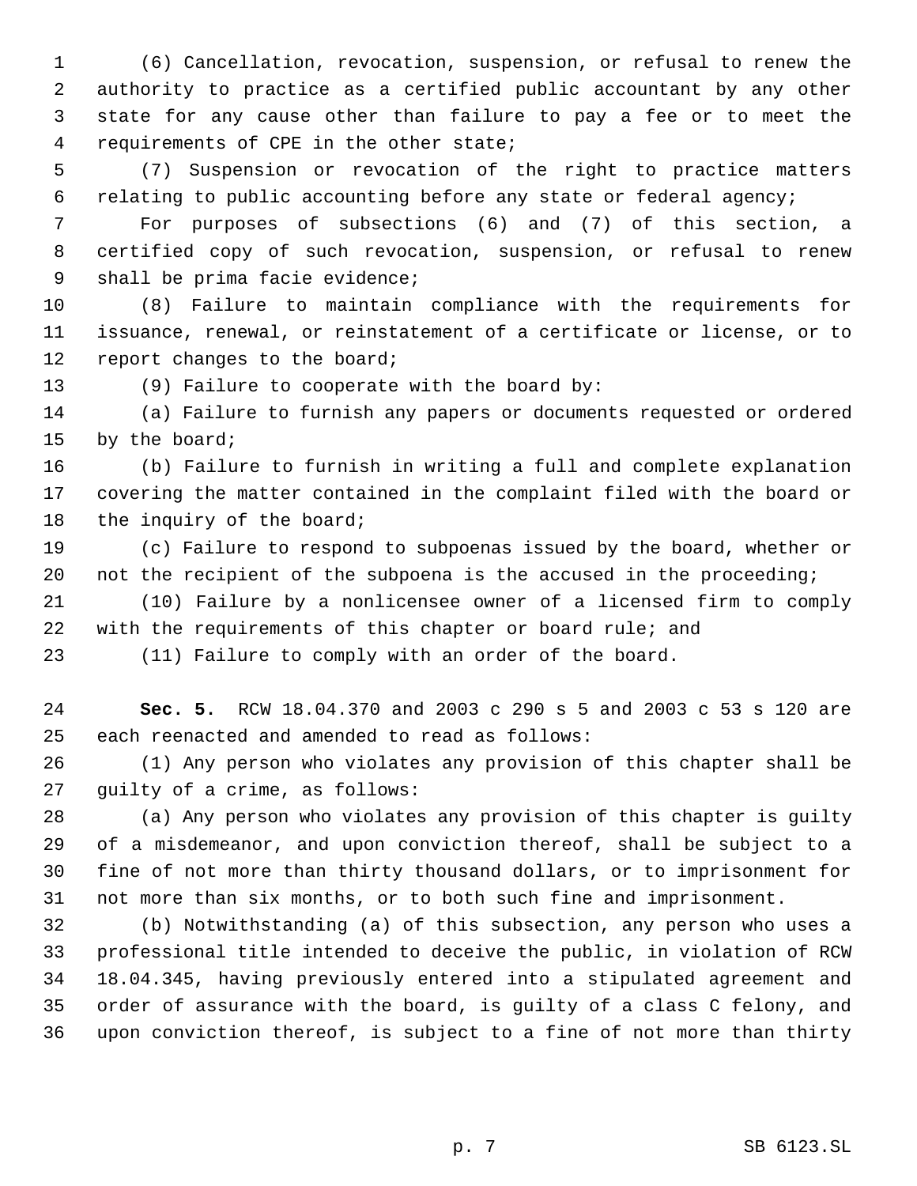(6) Cancellation, revocation, suspension, or refusal to renew the authority to practice as a certified public accountant by any other state for any cause other than failure to pay a fee or to meet the requirements of CPE in the other state;

(7) Suspension or revocation of the right to practice matters relating to public accounting before any state or federal agency;

For purposes of subsections (6) and (7) of this section, a certified copy of such revocation, suspension, or refusal to renew shall be prima facie evidence;

(8) Failure to maintain compliance with the requirements for issuance, renewal, or reinstatement of a certificate or license, or to report changes to the board;

(9) Failure to cooperate with the board by:

(a) Failure to furnish any papers or documents requested or ordered by the board;

(b) Failure to furnish in writing a full and complete explanation covering the matter contained in the complaint filed with the board or the inquiry of the board;

(c) Failure to respond to subpoenas issued by the board, whether or not the recipient of the subpoena is the accused in the proceeding;

(10) Failure by a nonlicensee owner of a licensed firm to comply with the requirements of this chapter or board rule; and

(11) Failure to comply with an order of the board.

**Sec. 5.** RCW 18.04.370 and 2003 c 290 s 5 and 2003 c 53 s 120 are each reenacted and amended to read as follows:

(1) Any person who violates any provision of this chapter shall be guilty of a crime, as follows:

(a) Any person who violates any provision of this chapter is guilty of a misdemeanor, and upon conviction thereof, shall be subject to a fine of not more than thirty thousand dollars, or to imprisonment for not more than six months, or to both such fine and imprisonment.

(b) Notwithstanding (a) of this subsection, any person who uses a professional title intended to deceive the public, in violation of RCW 18.04.345, having previously entered into a stipulated agreement and order of assurance with the board, is guilty of a class C felony, and upon conviction thereof, is subject to a fine of not more than thirty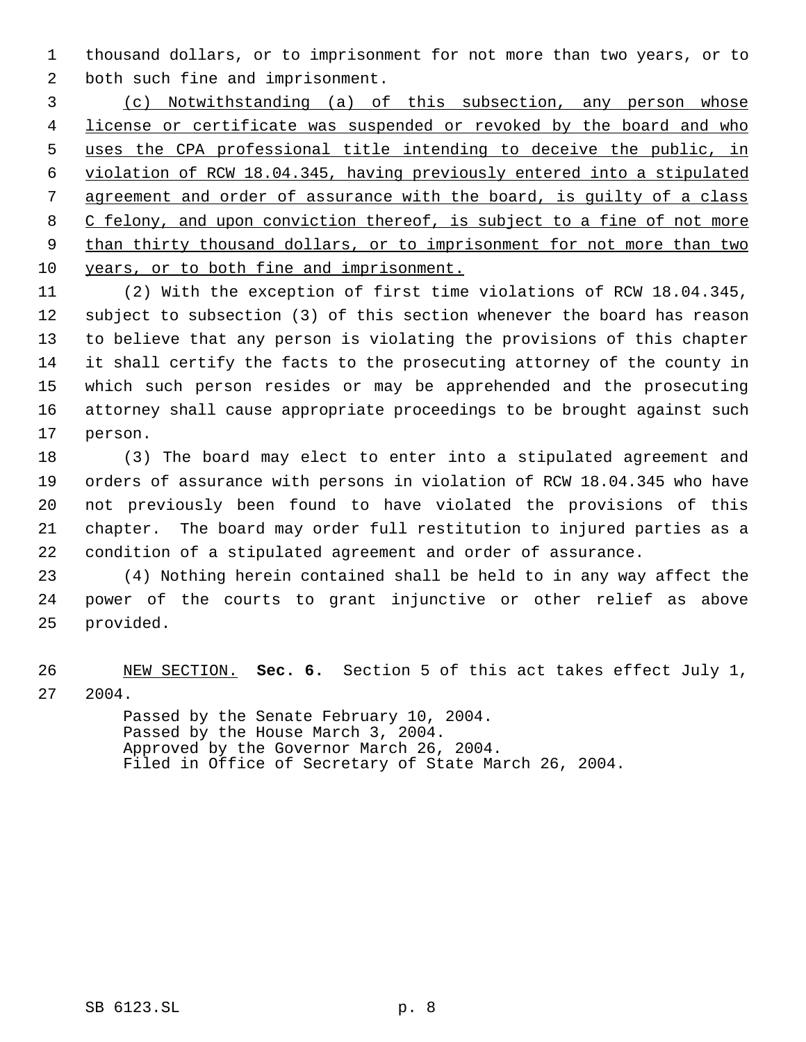thousand dollars, or to imprisonment for not more than two years, or to both such fine and imprisonment.

(c) Notwithstanding (a) of this subsection, any person whose license or certificate was suspended or revoked by the board and who uses the CPA professional title intending to deceive the public, in violation of RCW 18.04.345, having previously entered into a stipulated agreement and order of assurance with the board, is guilty of a class C felony, and upon conviction thereof, is subject to a fine of not more than thirty thousand dollars, or to imprisonment for not more than two years, or to both fine and imprisonment.

(2) With the exception of first time violations of RCW 18.04.345, subject to subsection (3) of this section whenever the board has reason to believe that any person is violating the provisions of this chapter it shall certify the facts to the prosecuting attorney of the county in which such person resides or may be apprehended and the prosecuting attorney shall cause appropriate proceedings to be brought against such person.

(3) The board may elect to enter into a stipulated agreement and orders of assurance with persons in violation of RCW 18.04.345 who have not previously been found to have violated the provisions of this chapter. The board may order full restitution to injured parties as a condition of a stipulated agreement and order of assurance.

(4) Nothing herein contained shall be held to in any way affect the power of the courts to grant injunctive or other relief as above provided.

NEW SECTION. **Sec. 6.** Section 5 of this act takes effect July 1, 2004.

Passed by the Senate February 10, 2004.
Passed by the House March 3, 2004.
Approved by the Governor March 26, 2004.
Filed in Office of Secretary of State March 26, 2004.